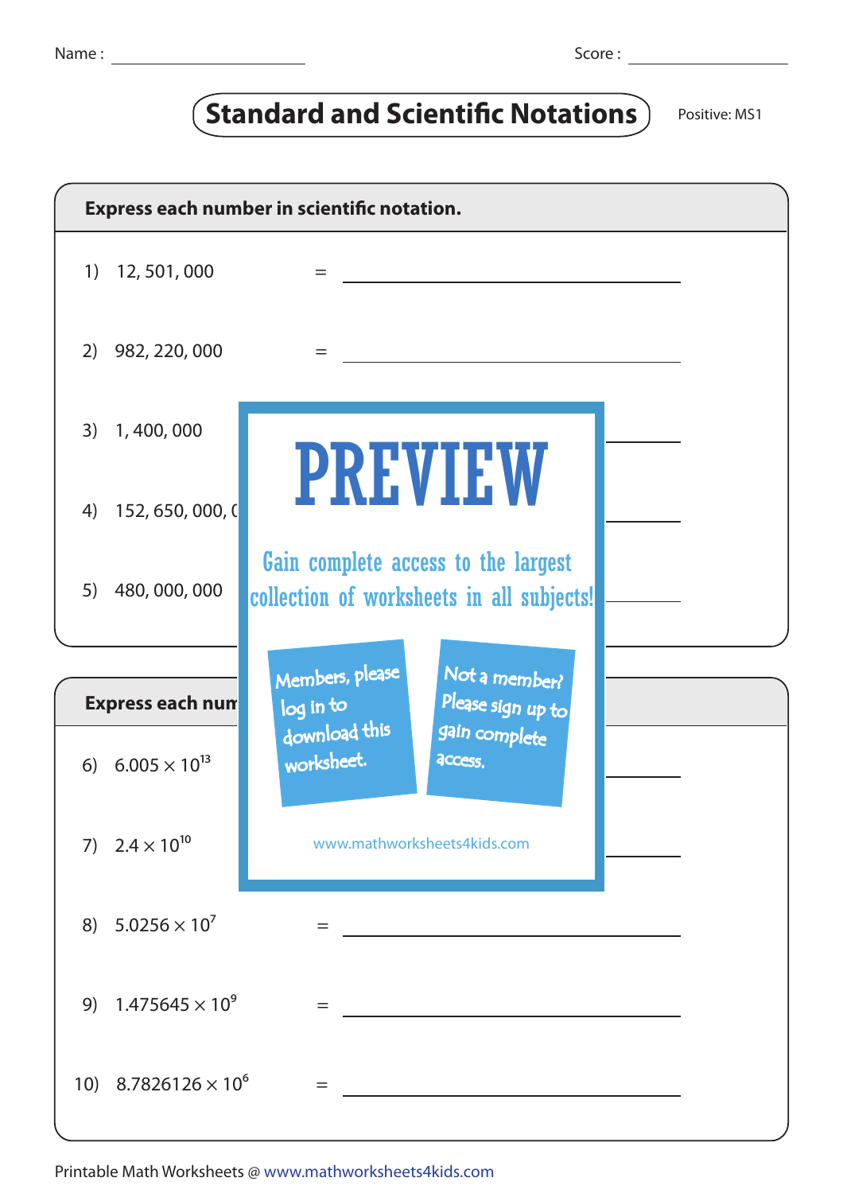Name : ____________ Score : ____________

# Standard and Scientific Notations

Positive: MS1

**Express each number in scientific notation.**

1) 12, 501, 000 = ______________________

2) 982, 220, 000 = ______________________

3) 1, 400, 000 ______________________

4) 152, 650, 000, ( ______________________

5) 480, 000, 000 ______________________

PREVIEW

Gain complete access to the largest collection of worksheets in all subjects!

Members, please log in to download this worksheet.

Not a member? Please sign up to gain complete access.

www.mathworksheets4kids.com

**Express each num**

6) $6.005 \times 10^{13}$ ______________________

7) $2.4 \times 10^{10}$ ______________________

8) $5.0256 \times 10^{7}$ = ______________________

9) $1.475645 \times 10^{9}$ = ______________________

10) $8.7826126 \times 10^{6}$ = ______________________

Printable Math Worksheets @ www.mathworksheets4kids.com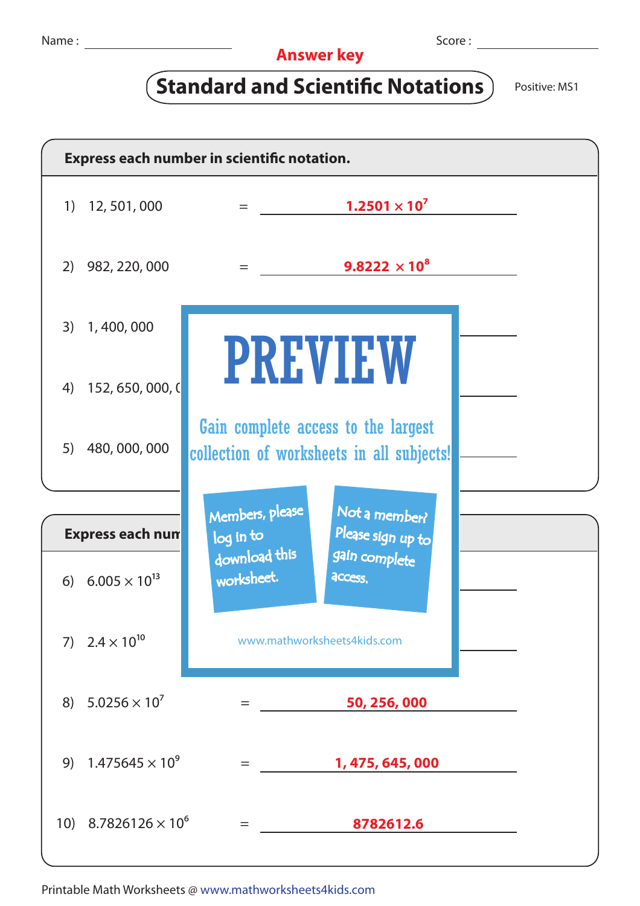Name : ______________ Score : ______________

**Answer key**

# Standard and Scientific Notations

Positive: MS1

## Express each number in scientific notation.

1) 12, 501, 000 = **$1.2501 \times 10^7$**

2) 982, 220, 000 = **$9.8222 \times 10^8$**

3) 1, 400, 000

4) 152, 650, 000, (

5) 480, 000, 000

PREVIEW

Gain complete access to the largest collection of worksheets in all subjects!

Members, please log in to download this worksheet.

Not a member? Please sign up to gain complete access.

www.mathworksheets4kids.com

## Express each num

6) $6.005 \times 10^{13}$

7) $2.4 \times 10^{10}$

8) $5.0256 \times 10^7$ = **50, 256, 000**

9) $1.475645 \times 10^9$ = **1, 475, 645, 000**

10) $8.7826126 \times 10^6$ = **8782612.6**

Printable Math Worksheets @ www.mathworksheets4kids.com